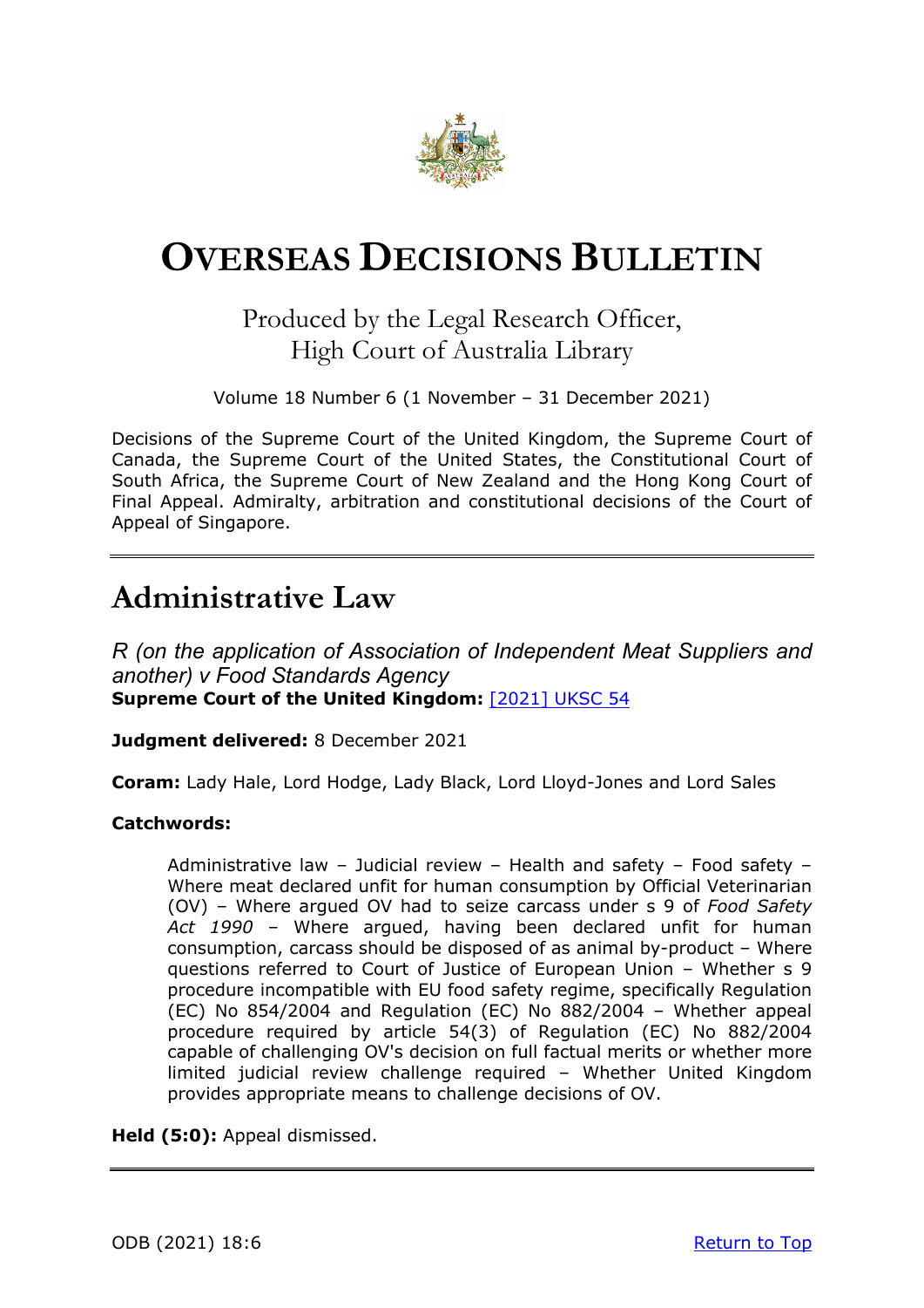# OVERSEAS DECISIONS BULLETIN

Produced by the Legal Research Officer,
High Court of Australia Library

Volume 18 Number 6 (1 November – 31 December 2021)

Decisions of the Supreme Court of the United Kingdom, the Supreme Court of Canada, the Supreme Court of the United States, the Constitutional Court of South Africa, the Supreme Court of New Zealand and the Hong Kong Court of Final Appeal. Admiralty, arbitration and constitutional decisions of the Court of Appeal of Singapore.

---

## Administrative Law

*R (on the application of Association of Independent Meat Suppliers and another) v Food Standards Agency*
**Supreme Court of the United Kingdom:** [2021] UKSC 54

**Judgment delivered:** 8 December 2021

**Coram:** Lady Hale, Lord Hodge, Lady Black, Lord Lloyd-Jones and Lord Sales

**Catchwords:**

> Administrative law – Judicial review – Health and safety – Food safety – Where meat declared unfit for human consumption by Official Veterinarian (OV) – Where argued OV had to seize carcass under s 9 of *Food Safety Act 1990* – Where argued, having been declared unfit for human consumption, carcass should be disposed of as animal by-product – Where questions referred to Court of Justice of European Union – Whether s 9 procedure incompatible with EU food safety regime, specifically Regulation (EC) No 854/2004 and Regulation (EC) No 882/2004 – Whether appeal procedure required by article 54(3) of Regulation (EC) No 882/2004 capable of challenging OV's decision on full factual merits or whether more limited judicial review challenge required – Whether United Kingdom provides appropriate means to challenge decisions of OV.

**Held (5:0):** Appeal dismissed.

---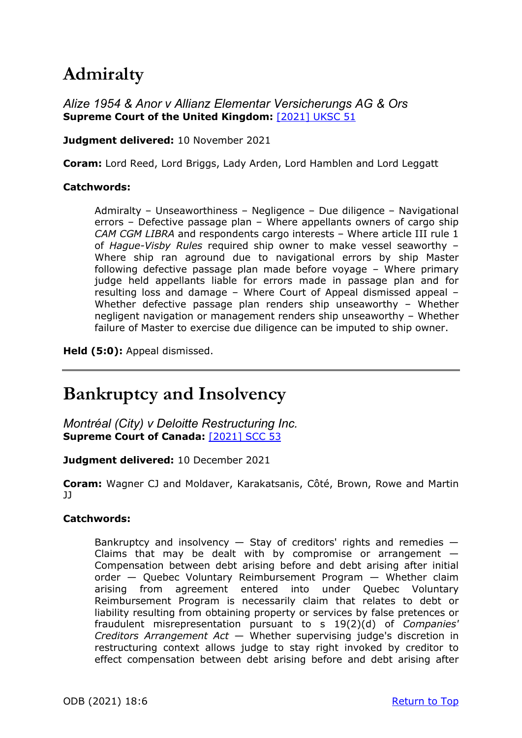# Admiralty

*Alize 1954 & Anor v Allianz Elementar Versicherungs AG & Ors*
**Supreme Court of the United Kingdom:** [2021] UKSC 51

**Judgment delivered:** 10 November 2021

**Coram:** Lord Reed, Lord Briggs, Lady Arden, Lord Hamblen and Lord Leggatt

**Catchwords:**

> Admiralty – Unseaworthiness – Negligence – Due diligence – Navigational errors – Defective passage plan – Where appellants owners of cargo ship *CAM CGM LIBRA* and respondents cargo interests – Where article III rule 1 of *Hague-Visby Rules* required ship owner to make vessel seaworthy – Where ship ran aground due to navigational errors by ship Master following defective passage plan made before voyage – Where primary judge held appellants liable for errors made in passage plan and for resulting loss and damage – Where Court of Appeal dismissed appeal – Whether defective passage plan renders ship unseaworthy – Whether negligent navigation or management renders ship unseaworthy – Whether failure of Master to exercise due diligence can be imputed to ship owner.

**Held (5:0):** Appeal dismissed.

---

# Bankruptcy and Insolvency

*Montréal (City) v Deloitte Restructuring Inc.*
**Supreme Court of Canada:** [2021] SCC 53

**Judgment delivered:** 10 December 2021

**Coram:** Wagner CJ and Moldaver, Karakatsanis, Côté, Brown, Rowe and Martin JJ

**Catchwords:**

> Bankruptcy and insolvency — Stay of creditors' rights and remedies — Claims that may be dealt with by compromise or arrangement — Compensation between debt arising before and debt arising after initial order — Quebec Voluntary Reimbursement Program — Whether claim arising from agreement entered into under Quebec Voluntary Reimbursement Program is necessarily claim that relates to debt or liability resulting from obtaining property or services by false pretences or fraudulent misrepresentation pursuant to s 19(2)(d) of *Companies' Creditors Arrangement Act* — Whether supervising judge's discretion in restructuring context allows judge to stay right invoked by creditor to effect compensation between debt arising before and debt arising after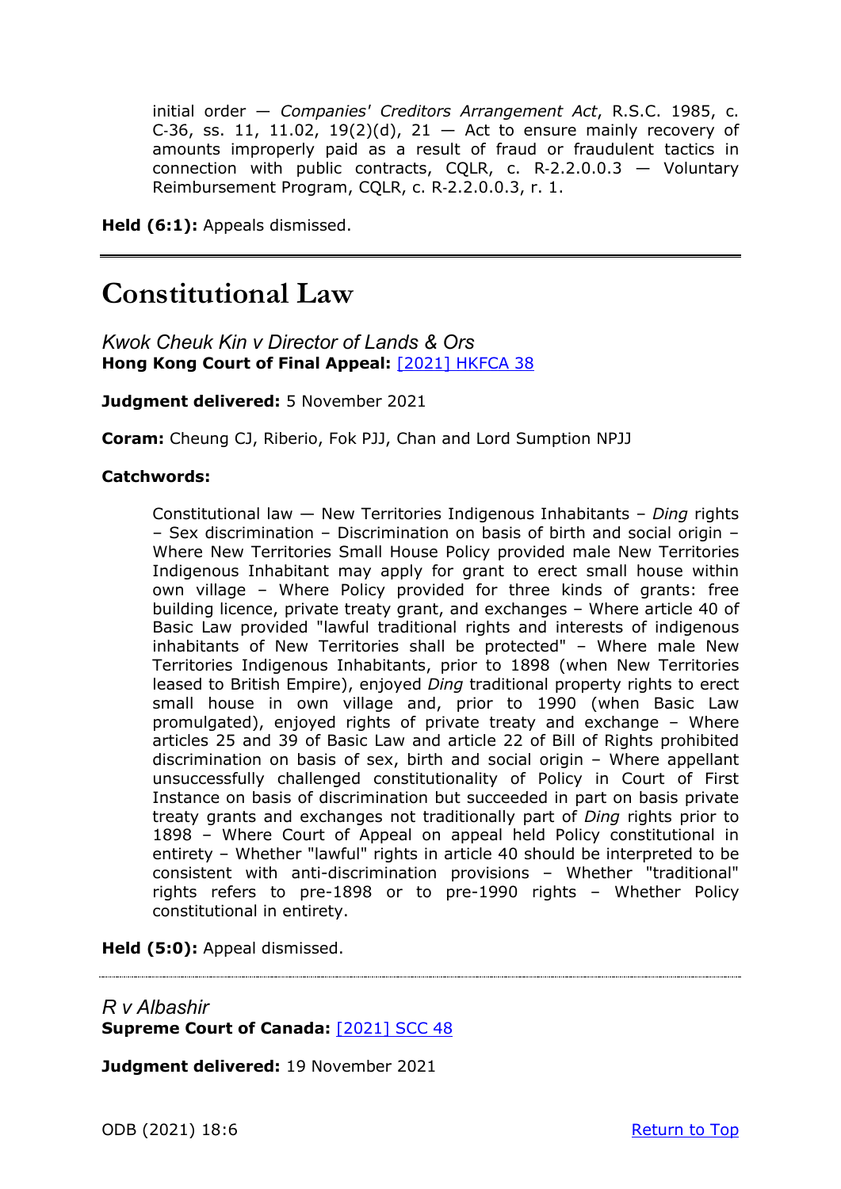initial order — *Companies' Creditors Arrangement Act*, R.S.C. 1985, c. C-36, ss. 11, 11.02, 19(2)(d), 21 — Act to ensure mainly recovery of amounts improperly paid as a result of fraud or fraudulent tactics in connection with public contracts, CQLR, c. R-2.2.0.0.3 — Voluntary Reimbursement Program, CQLR, c. R-2.2.0.0.3, r. 1.

**Held (6:1):** Appeals dismissed.

---

# Constitutional Law

*Kwok Cheuk Kin v Director of Lands & Ors*
**Hong Kong Court of Final Appeal:** [2021] HKFCA 38

**Judgment delivered:** 5 November 2021

**Coram:** Cheung CJ, Riberio, Fok PJJ, Chan and Lord Sumption NPJJ

**Catchwords:**

Constitutional law — New Territories Indigenous Inhabitants – *Ding* rights – Sex discrimination – Discrimination on basis of birth and social origin – Where New Territories Small House Policy provided male New Territories Indigenous Inhabitant may apply for grant to erect small house within own village – Where Policy provided for three kinds of grants: free building licence, private treaty grant, and exchanges – Where article 40 of Basic Law provided "lawful traditional rights and interests of indigenous inhabitants of New Territories shall be protected" – Where male New Territories Indigenous Inhabitants, prior to 1898 (when New Territories leased to British Empire), enjoyed *Ding* traditional property rights to erect small house in own village and, prior to 1990 (when Basic Law promulgated), enjoyed rights of private treaty and exchange – Where articles 25 and 39 of Basic Law and article 22 of Bill of Rights prohibited discrimination on basis of sex, birth and social origin – Where appellant unsuccessfully challenged constitutionality of Policy in Court of First Instance on basis of discrimination but succeeded in part on basis private treaty grants and exchanges not traditionally part of *Ding* rights prior to 1898 – Where Court of Appeal on appeal held Policy constitutional in entirety – Whether "lawful" rights in article 40 should be interpreted to be consistent with anti-discrimination provisions – Whether "traditional" rights refers to pre-1898 or to pre-1990 rights – Whether Policy constitutional in entirety.

**Held (5:0):** Appeal dismissed.

---

*R v Albashir*
**Supreme Court of Canada:** [2021] SCC 48

**Judgment delivered:** 19 November 2021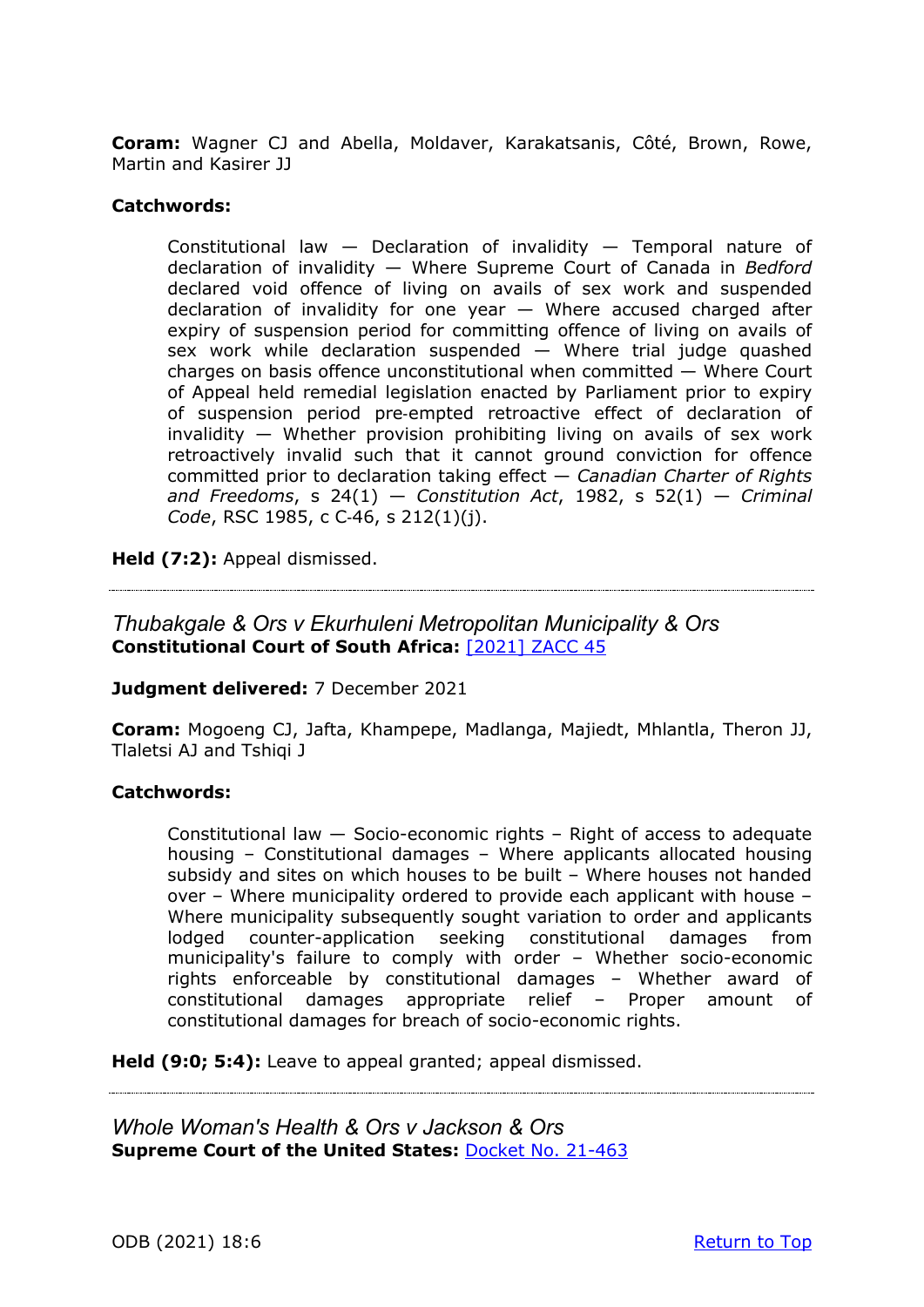**Coram:** Wagner CJ and Abella, Moldaver, Karakatsanis, Côté, Brown, Rowe, Martin and Kasirer JJ

**Catchwords:**

> Constitutional law — Declaration of invalidity — Temporal nature of declaration of invalidity — Where Supreme Court of Canada in *Bedford* declared void offence of living on avails of sex work and suspended declaration of invalidity for one year — Where accused charged after expiry of suspension period for committing offence of living on avails of sex work while declaration suspended — Where trial judge quashed charges on basis offence unconstitutional when committed — Where Court of Appeal held remedial legislation enacted by Parliament prior to expiry of suspension period pre-empted retroactive effect of declaration of invalidity — Whether provision prohibiting living on avails of sex work retroactively invalid such that it cannot ground conviction for offence committed prior to declaration taking effect — *Canadian Charter of Rights and Freedoms*, s 24(1) — *Constitution Act*, 1982, s 52(1) — *Criminal Code*, RSC 1985, c C-46, s 212(1)(j).

**Held (7:2):** Appeal dismissed.

---

## *Thubakgale & Ors v Ekurhuleni Metropolitan Municipality & Ors*

**Constitutional Court of South Africa:** [2021] ZACC 45

**Judgment delivered:** 7 December 2021

**Coram:** Mogoeng CJ, Jafta, Khampepe, Madlanga, Majiedt, Mhlantla, Theron JJ, Tlaletsi AJ and Tshiqi J

**Catchwords:**

> Constitutional law — Socio-economic rights – Right of access to adequate housing – Constitutional damages – Where applicants allocated housing subsidy and sites on which houses to be built – Where houses not handed over – Where municipality ordered to provide each applicant with house – Where municipality subsequently sought variation to order and applicants lodged counter-application seeking constitutional damages from municipality's failure to comply with order – Whether socio-economic rights enforceable by constitutional damages – Whether award of constitutional damages appropriate relief – Proper amount of constitutional damages for breach of socio-economic rights.

**Held (9:0; 5:4):** Leave to appeal granted; appeal dismissed.

---

## *Whole Woman's Health & Ors v Jackson & Ors*

**Supreme Court of the United States:** Docket No. 21-463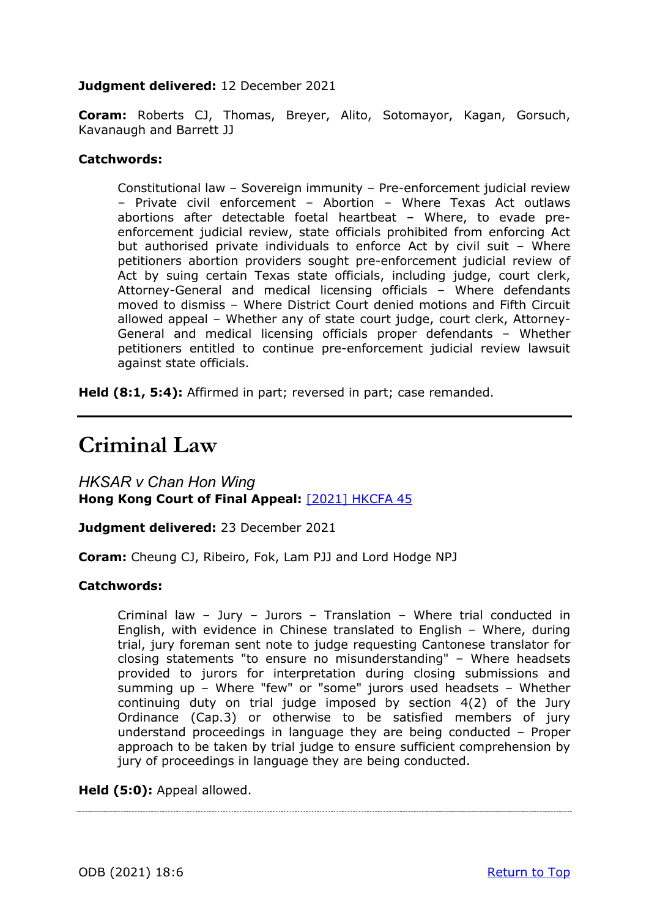**Judgment delivered:** 12 December 2021

**Coram:** Roberts CJ, Thomas, Breyer, Alito, Sotomayor, Kagan, Gorsuch, Kavanaugh and Barrett JJ

**Catchwords:**

> Constitutional law – Sovereign immunity – Pre-enforcement judicial review – Private civil enforcement – Abortion – Where Texas Act outlaws abortions after detectable foetal heartbeat – Where, to evade pre-enforcement judicial review, state officials prohibited from enforcing Act but authorised private individuals to enforce Act by civil suit – Where petitioners abortion providers sought pre-enforcement judicial review of Act by suing certain Texas state officials, including judge, court clerk, Attorney-General and medical licensing officials – Where defendants moved to dismiss – Where District Court denied motions and Fifth Circuit allowed appeal – Whether any of state court judge, court clerk, Attorney-General and medical licensing officials proper defendants – Whether petitioners entitled to continue pre-enforcement judicial review lawsuit against state officials.

**Held (8:1, 5:4):** Affirmed in part; reversed in part; case remanded.

---

# Criminal Law

*HKSAR v Chan Hon Wing*
**Hong Kong Court of Final Appeal:** [2021] HKCFA 45

**Judgment delivered:** 23 December 2021

**Coram:** Cheung CJ, Ribeiro, Fok, Lam PJJ and Lord Hodge NPJ

**Catchwords:**

> Criminal law – Jury – Jurors – Translation – Where trial conducted in English, with evidence in Chinese translated to English – Where, during trial, jury foreman sent note to judge requesting Cantonese translator for closing statements "to ensure no misunderstanding" – Where headsets provided to jurors for interpretation during closing submissions and summing up – Where "few" or "some" jurors used headsets – Whether continuing duty on trial judge imposed by section 4(2) of the Jury Ordinance (Cap.3) or otherwise to be satisfied members of jury understand proceedings in language they are being conducted – Proper approach to be taken by trial judge to ensure sufficient comprehension by jury of proceedings in language they are being conducted.

**Held (5:0):** Appeal allowed.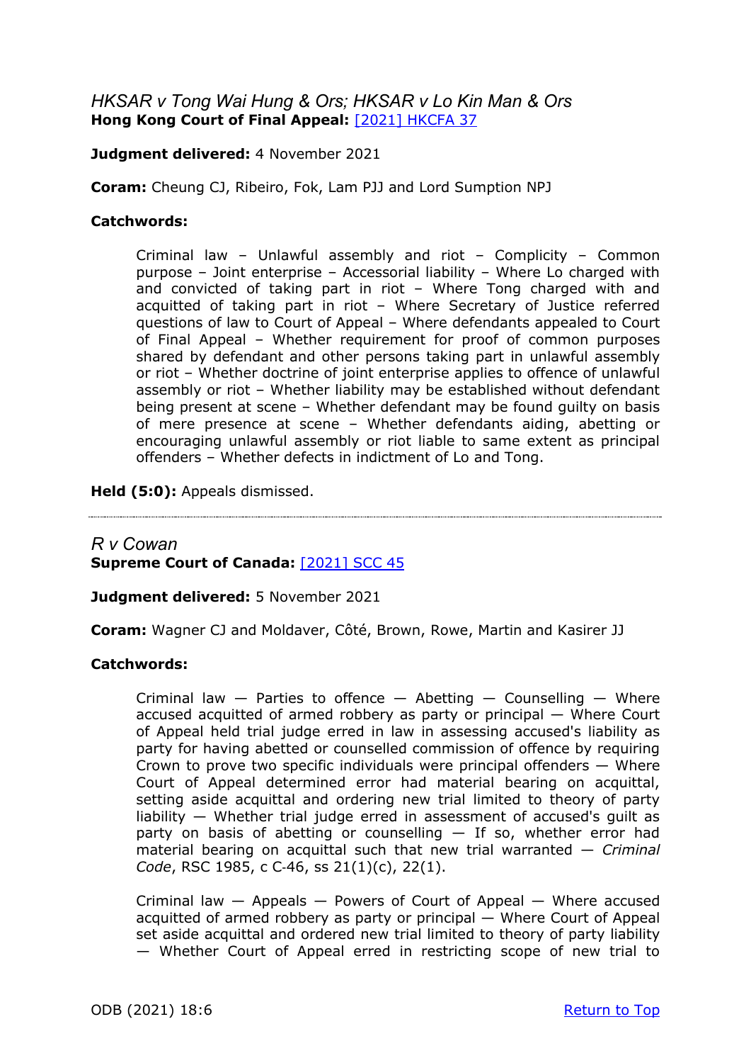## *HKSAR v Tong Wai Hung & Ors; HKSAR v Lo Kin Man & Ors*

**Hong Kong Court of Final Appeal:** [2021] HKCFA 37

**Judgment delivered:** 4 November 2021

**Coram:** Cheung CJ, Ribeiro, Fok, Lam PJJ and Lord Sumption NPJ

**Catchwords:**

> Criminal law – Unlawful assembly and riot – Complicity – Common purpose – Joint enterprise – Accessorial liability – Where Lo charged with and convicted of taking part in riot – Where Tong charged with and acquitted of taking part in riot – Where Secretary of Justice referred questions of law to Court of Appeal – Where defendants appealed to Court of Final Appeal – Whether requirement for proof of common purposes shared by defendant and other persons taking part in unlawful assembly or riot – Whether doctrine of joint enterprise applies to offence of unlawful assembly or riot – Whether liability may be established without defendant being present at scene – Whether defendant may be found guilty on basis of mere presence at scene – Whether defendants aiding, abetting or encouraging unlawful assembly or riot liable to same extent as principal offenders – Whether defects in indictment of Lo and Tong.

**Held (5:0):** Appeals dismissed.

---

## *R v Cowan*

**Supreme Court of Canada:** [2021] SCC 45

**Judgment delivered:** 5 November 2021

**Coram:** Wagner CJ and Moldaver, Côté, Brown, Rowe, Martin and Kasirer JJ

**Catchwords:**

> Criminal law — Parties to offence — Abetting — Counselling — Where accused acquitted of armed robbery as party or principal — Where Court of Appeal held trial judge erred in law in assessing accused's liability as party for having abetted or counselled commission of offence by requiring Crown to prove two specific individuals were principal offenders — Where Court of Appeal determined error had material bearing on acquittal, setting aside acquittal and ordering new trial limited to theory of party liability — Whether trial judge erred in assessment of accused's guilt as party on basis of abetting or counselling — If so, whether error had material bearing on acquittal such that new trial warranted — *Criminal Code*, RSC 1985, c C-46, ss 21(1)(c), 22(1).

> Criminal law — Appeals — Powers of Court of Appeal — Where accused acquitted of armed robbery as party or principal — Where Court of Appeal set aside acquittal and ordered new trial limited to theory of party liability — Whether Court of Appeal erred in restricting scope of new trial to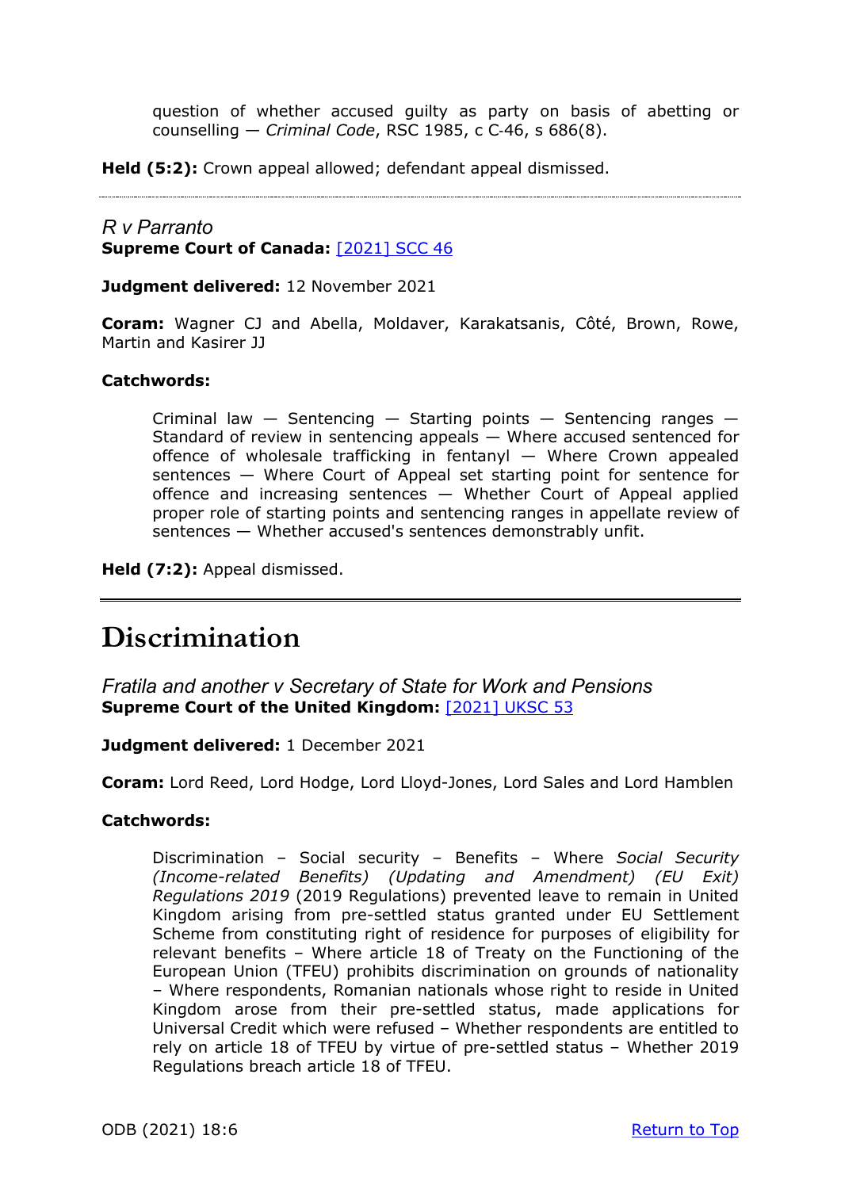> question of whether accused guilty as party on basis of abetting or counselling — *Criminal Code*, RSC 1985, c C-46, s 686(8).

**Held (5:2):** Crown appeal allowed; defendant appeal dismissed.

---

### *R v Parranto*

**Supreme Court of Canada:** [2021] SCC 46

**Judgment delivered:** 12 November 2021

**Coram:** Wagner CJ and Abella, Moldaver, Karakatsanis, Côté, Brown, Rowe, Martin and Kasirer JJ

**Catchwords:**

> Criminal law — Sentencing — Starting points — Sentencing ranges — Standard of review in sentencing appeals — Where accused sentenced for offence of wholesale trafficking in fentanyl — Where Crown appealed sentences — Where Court of Appeal set starting point for sentence for offence and increasing sentences — Whether Court of Appeal applied proper role of starting points and sentencing ranges in appellate review of sentences — Whether accused's sentences demonstrably unfit.

**Held (7:2):** Appeal dismissed.

---

## Discrimination

### *Fratila and another v Secretary of State for Work and Pensions*

**Supreme Court of the United Kingdom:** [2021] UKSC 53

**Judgment delivered:** 1 December 2021

**Coram:** Lord Reed, Lord Hodge, Lord Lloyd-Jones, Lord Sales and Lord Hamblen

**Catchwords:**

> Discrimination – Social security – Benefits – Where *Social Security (Income-related Benefits) (Updating and Amendment) (EU Exit) Regulations 2019* (2019 Regulations) prevented leave to remain in United Kingdom arising from pre-settled status granted under EU Settlement Scheme from constituting right of residence for purposes of eligibility for relevant benefits – Where article 18 of Treaty on the Functioning of the European Union (TFEU) prohibits discrimination on grounds of nationality – Where respondents, Romanian nationals whose right to reside in United Kingdom arose from their pre-settled status, made applications for Universal Credit which were refused – Whether respondents are entitled to rely on article 18 of TFEU by virtue of pre-settled status – Whether 2019 Regulations breach article 18 of TFEU.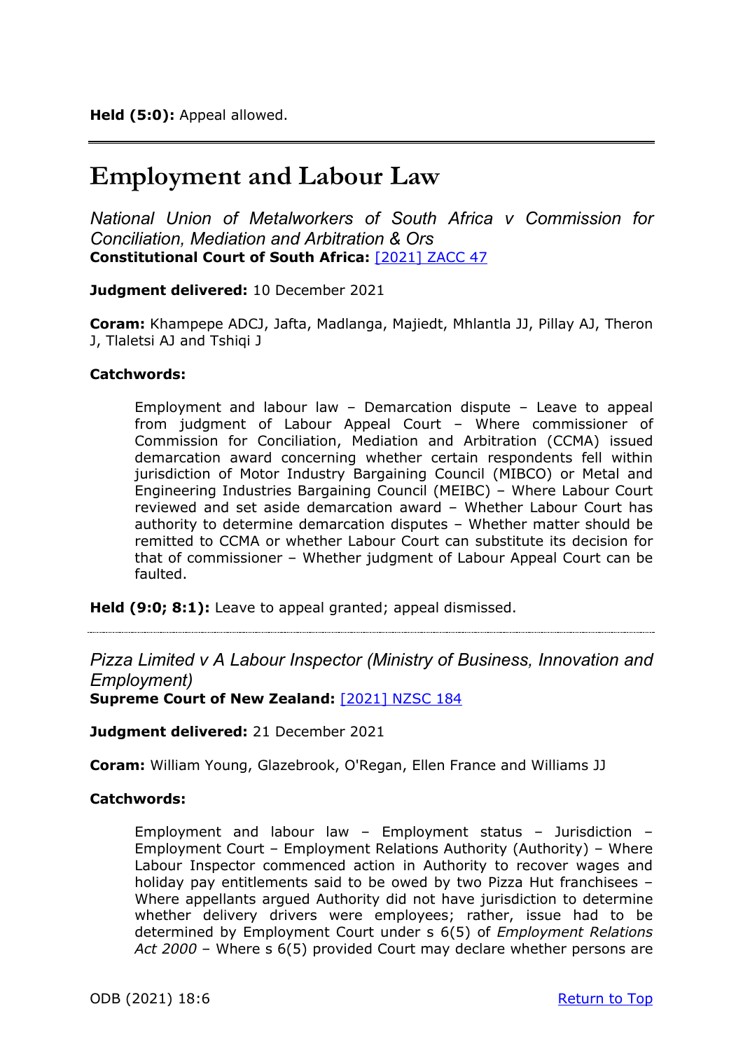**Held (5:0):** Appeal allowed.

---

# Employment and Labour Law

*National Union of Metalworkers of South Africa v Commission for Conciliation, Mediation and Arbitration & Ors*
**Constitutional Court of South Africa:** [2021] ZACC 47

**Judgment delivered:** 10 December 2021

**Coram:** Khampepe ADCJ, Jafta, Madlanga, Majiedt, Mhlantla JJ, Pillay AJ, Theron J, Tlaletsi AJ and Tshiqi J

**Catchwords:**

> Employment and labour law – Demarcation dispute – Leave to appeal from judgment of Labour Appeal Court – Where commissioner of Commission for Conciliation, Mediation and Arbitration (CCMA) issued demarcation award concerning whether certain respondents fell within jurisdiction of Motor Industry Bargaining Council (MIBCO) or Metal and Engineering Industries Bargaining Council (MEIBC) – Where Labour Court reviewed and set aside demarcation award – Whether Labour Court has authority to determine demarcation disputes – Whether matter should be remitted to CCMA or whether Labour Court can substitute its decision for that of commissioner – Whether judgment of Labour Appeal Court can be faulted.

**Held (9:0; 8:1):** Leave to appeal granted; appeal dismissed.

---

*Pizza Limited v A Labour Inspector (Ministry of Business, Innovation and Employment)*
**Supreme Court of New Zealand:** [2021] NZSC 184

**Judgment delivered:** 21 December 2021

**Coram:** William Young, Glazebrook, O'Regan, Ellen France and Williams JJ

**Catchwords:**

> Employment and labour law – Employment status – Jurisdiction – Employment Court – Employment Relations Authority (Authority) – Where Labour Inspector commenced action in Authority to recover wages and holiday pay entitlements said to be owed by two Pizza Hut franchisees – Where appellants argued Authority did not have jurisdiction to determine whether delivery drivers were employees; rather, issue had to be determined by Employment Court under s 6(5) of *Employment Relations Act 2000* – Where s 6(5) provided Court may declare whether persons are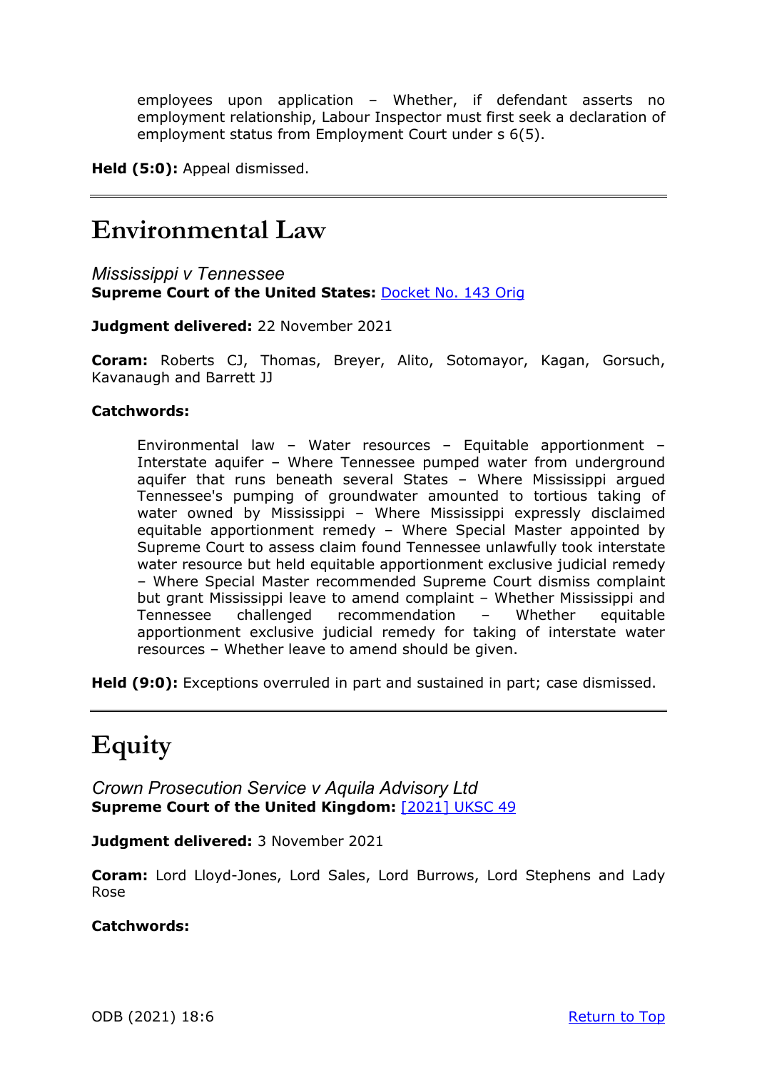employees upon application – Whether, if defendant asserts no employment relationship, Labour Inspector must first seek a declaration of employment status from Employment Court under s 6(5).

**Held (5:0):** Appeal dismissed.

---

# Environmental Law

*Mississippi v Tennessee*
**Supreme Court of the United States:** [Docket No. 143 Orig]

**Judgment delivered:** 22 November 2021

**Coram:** Roberts CJ, Thomas, Breyer, Alito, Sotomayor, Kagan, Gorsuch, Kavanaugh and Barrett JJ

**Catchwords:**

> Environmental law – Water resources – Equitable apportionment – Interstate aquifer – Where Tennessee pumped water from underground aquifer that runs beneath several States – Where Mississippi argued Tennessee's pumping of groundwater amounted to tortious taking of water owned by Mississippi – Where Mississippi expressly disclaimed equitable apportionment remedy – Where Special Master appointed by Supreme Court to assess claim found Tennessee unlawfully took interstate water resource but held equitable apportionment exclusive judicial remedy – Where Special Master recommended Supreme Court dismiss complaint but grant Mississippi leave to amend complaint – Whether Mississippi and Tennessee challenged recommendation – Whether equitable apportionment exclusive judicial remedy for taking of interstate water resources – Whether leave to amend should be given.

**Held (9:0):** Exceptions overruled in part and sustained in part; case dismissed.

---

# Equity

*Crown Prosecution Service v Aquila Advisory Ltd*
**Supreme Court of the United Kingdom:** [[2021] UKSC 49]

**Judgment delivered:** 3 November 2021

**Coram:** Lord Lloyd-Jones, Lord Sales, Lord Burrows, Lord Stephens and Lady Rose

**Catchwords:**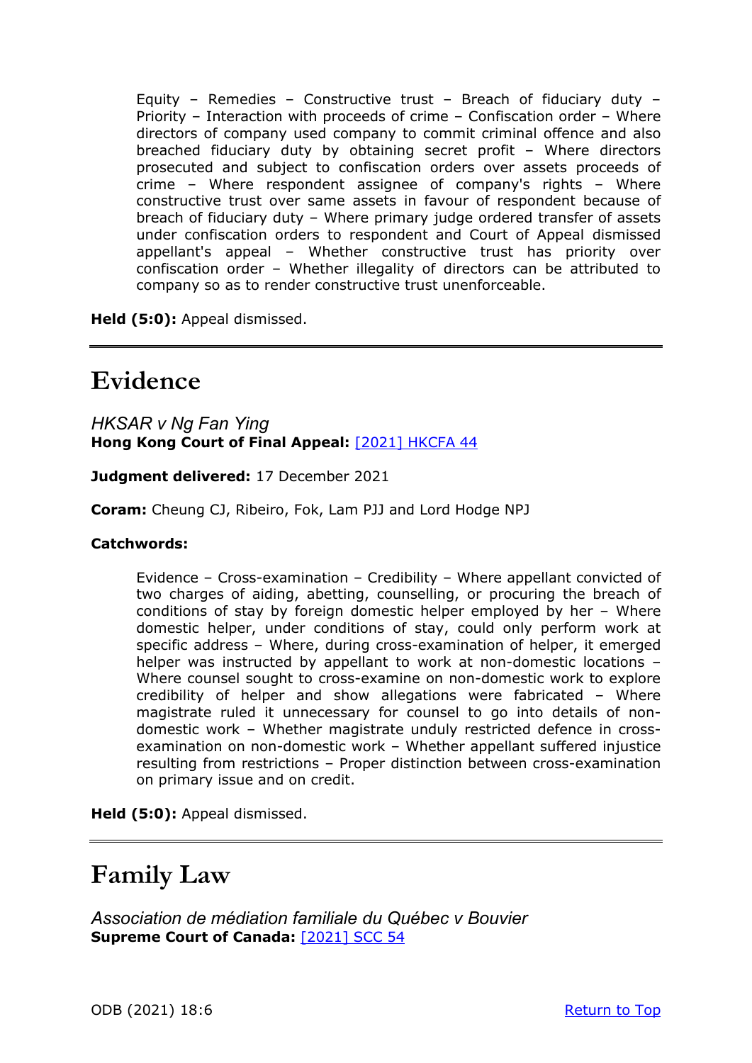> Equity – Remedies – Constructive trust – Breach of fiduciary duty – Priority – Interaction with proceeds of crime – Confiscation order – Where directors of company used company to commit criminal offence and also breached fiduciary duty by obtaining secret profit – Where directors prosecuted and subject to confiscation orders over assets proceeds of crime – Where respondent assignee of company's rights – Where constructive trust over same assets in favour of respondent because of breach of fiduciary duty – Where primary judge ordered transfer of assets under confiscation orders to respondent and Court of Appeal dismissed appellant's appeal – Whether constructive trust has priority over confiscation order – Whether illegality of directors can be attributed to company so as to render constructive trust unenforceable.

**Held (5:0):** Appeal dismissed.

---

# Evidence

*HKSAR v Ng Fan Ying*
**Hong Kong Court of Final Appeal:** [2021] HKCFA 44

**Judgment delivered:** 17 December 2021

**Coram:** Cheung CJ, Ribeiro, Fok, Lam PJJ and Lord Hodge NPJ

**Catchwords:**

> Evidence – Cross-examination – Credibility – Where appellant convicted of two charges of aiding, abetting, counselling, or procuring the breach of conditions of stay by foreign domestic helper employed by her – Where domestic helper, under conditions of stay, could only perform work at specific address – Where, during cross-examination of helper, it emerged helper was instructed by appellant to work at non-domestic locations – Where counsel sought to cross-examine on non-domestic work to explore credibility of helper and show allegations were fabricated – Where magistrate ruled it unnecessary for counsel to go into details of non-domestic work – Whether magistrate unduly restricted defence in cross-examination on non-domestic work – Whether appellant suffered injustice resulting from restrictions – Proper distinction between cross-examination on primary issue and on credit.

**Held (5:0):** Appeal dismissed.

---

# Family Law

*Association de médiation familiale du Québec v Bouvier*
**Supreme Court of Canada:** [2021] SCC 54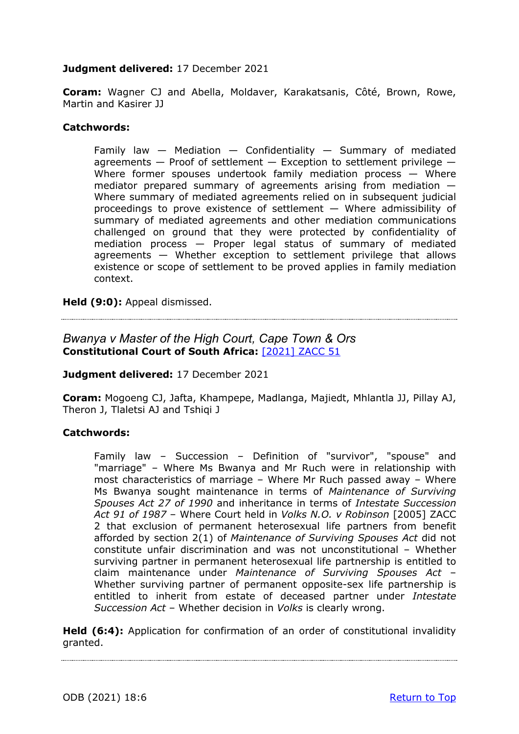**Judgment delivered:** 17 December 2021

**Coram:** Wagner CJ and Abella, Moldaver, Karakatsanis, Côté, Brown, Rowe, Martin and Kasirer JJ

**Catchwords:**

> Family law — Mediation — Confidentiality — Summary of mediated agreements — Proof of settlement — Exception to settlement privilege — Where former spouses undertook family mediation process — Where mediator prepared summary of agreements arising from mediation — Where summary of mediated agreements relied on in subsequent judicial proceedings to prove existence of settlement — Where admissibility of summary of mediated agreements and other mediation communications challenged on ground that they were protected by confidentiality of mediation process — Proper legal status of summary of mediated agreements — Whether exception to settlement privilege that allows existence or scope of settlement to be proved applies in family mediation context.

**Held (9:0):** Appeal dismissed.

---

*Bwanya v Master of the High Court, Cape Town & Ors*
**Constitutional Court of South Africa:** [2021] ZACC 51

**Judgment delivered:** 17 December 2021

**Coram:** Mogoeng CJ, Jafta, Khampepe, Madlanga, Majiedt, Mhlantla JJ, Pillay AJ, Theron J, Tlaletsi AJ and Tshiqi J

**Catchwords:**

> Family law – Succession – Definition of "survivor", "spouse" and "marriage" – Where Ms Bwanya and Mr Ruch were in relationship with most characteristics of marriage – Where Mr Ruch passed away – Where Ms Bwanya sought maintenance in terms of *Maintenance of Surviving Spouses Act 27 of 1990* and inheritance in terms of *Intestate Succession Act 91 of 1987* – Where Court held in *Volks N.O. v Robinson* [2005] ZACC 2 that exclusion of permanent heterosexual life partners from benefit afforded by section 2(1) of *Maintenance of Surviving Spouses Act* did not constitute unfair discrimination and was not unconstitutional – Whether surviving partner in permanent heterosexual life partnership is entitled to claim maintenance under *Maintenance of Surviving Spouses Act* – Whether surviving partner of permanent opposite-sex life partnership is entitled to inherit from estate of deceased partner under *Intestate Succession Act* – Whether decision in *Volks* is clearly wrong.

**Held (6:4):** Application for confirmation of an order of constitutional invalidity granted.

---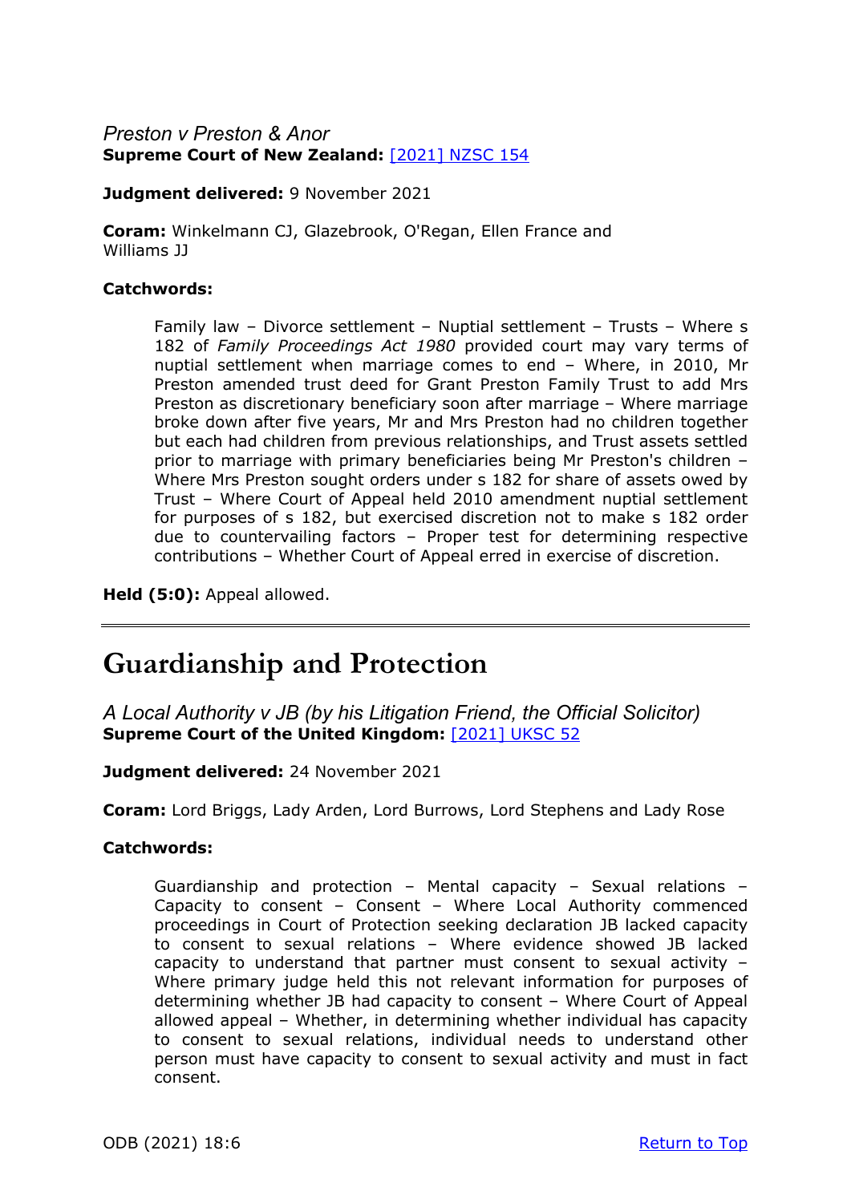*Preston v Preston & Anor*
**Supreme Court of New Zealand:** [2021] NZSC 154

**Judgment delivered:** 9 November 2021

**Coram:** Winkelmann CJ, Glazebrook, O'Regan, Ellen France and Williams JJ

**Catchwords:**

> Family law – Divorce settlement – Nuptial settlement – Trusts – Where s 182 of *Family Proceedings Act 1980* provided court may vary terms of nuptial settlement when marriage comes to end – Where, in 2010, Mr Preston amended trust deed for Grant Preston Family Trust to add Mrs Preston as discretionary beneficiary soon after marriage – Where marriage broke down after five years, Mr and Mrs Preston had no children together but each had children from previous relationships, and Trust assets settled prior to marriage with primary beneficiaries being Mr Preston's children – Where Mrs Preston sought orders under s 182 for share of assets owed by Trust – Where Court of Appeal held 2010 amendment nuptial settlement for purposes of s 182, but exercised discretion not to make s 182 order due to countervailing factors – Proper test for determining respective contributions – Whether Court of Appeal erred in exercise of discretion.

**Held (5:0):** Appeal allowed.

---

# Guardianship and Protection

*A Local Authority v JB (by his Litigation Friend, the Official Solicitor)*
**Supreme Court of the United Kingdom:** [2021] UKSC 52

**Judgment delivered:** 24 November 2021

**Coram:** Lord Briggs, Lady Arden, Lord Burrows, Lord Stephens and Lady Rose

**Catchwords:**

> Guardianship and protection – Mental capacity – Sexual relations – Capacity to consent – Consent – Where Local Authority commenced proceedings in Court of Protection seeking declaration JB lacked capacity to consent to sexual relations – Where evidence showed JB lacked capacity to understand that partner must consent to sexual activity – Where primary judge held this not relevant information for purposes of determining whether JB had capacity to consent – Where Court of Appeal allowed appeal – Whether, in determining whether individual has capacity to consent to sexual relations, individual needs to understand other person must have capacity to consent to sexual activity and must in fact consent.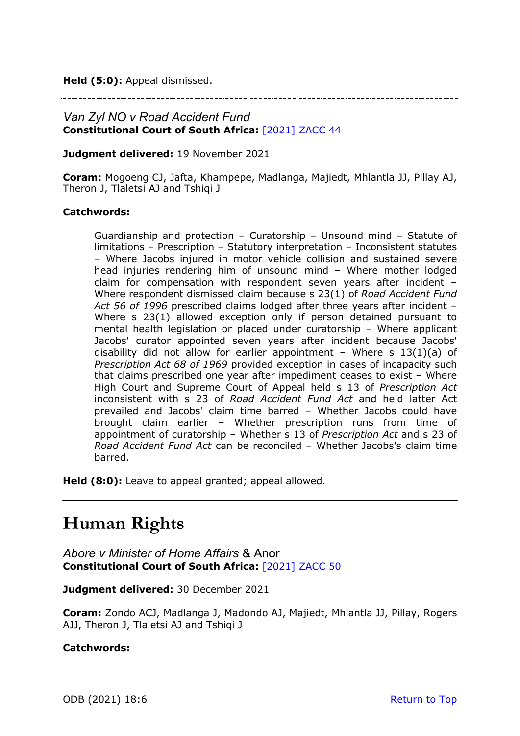**Held (5:0):** Appeal dismissed.

---

*Van Zyl NO v Road Accident Fund*
**Constitutional Court of South Africa:** [2021] ZACC 44

**Judgment delivered:** 19 November 2021

**Coram:** Mogoeng CJ, Jafta, Khampepe, Madlanga, Majiedt, Mhlantla JJ, Pillay AJ, Theron J, Tlaletsi AJ and Tshiqi J

**Catchwords:**

> Guardianship and protection – Curatorship – Unsound mind – Statute of limitations – Prescription – Statutory interpretation – Inconsistent statutes – Where Jacobs injured in motor vehicle collision and sustained severe head injuries rendering him of unsound mind – Where mother lodged claim for compensation with respondent seven years after incident – Where respondent dismissed claim because s 23(1) of *Road Accident Fund Act 56 of 1996* prescribed claims lodged after three years after incident – Where s 23(1) allowed exception only if person detained pursuant to mental health legislation or placed under curatorship – Where applicant Jacobs' curator appointed seven years after incident because Jacobs' disability did not allow for earlier appointment – Where s 13(1)(a) of *Prescription Act 68 of 1969* provided exception in cases of incapacity such that claims prescribed one year after impediment ceases to exist – Where High Court and Supreme Court of Appeal held s 13 of *Prescription Act* inconsistent with s 23 of *Road Accident Fund Act* and held latter Act prevailed and Jacobs' claim time barred – Whether Jacobs could have brought claim earlier – Whether prescription runs from time of appointment of curatorship – Whether s 13 of *Prescription Act* and s 23 of *Road Accident Fund Act* can be reconciled – Whether Jacobs's claim time barred.

**Held (8:0):** Leave to appeal granted; appeal allowed.

---

# Human Rights

*Abore v Minister of Home Affairs* & Anor
**Constitutional Court of South Africa:** [2021] ZACC 50

**Judgment delivered:** 30 December 2021

**Coram:** Zondo ACJ, Madlanga J, Madondo AJ, Majiedt, Mhlantla JJ, Pillay, Rogers AJJ, Theron J, Tlaletsi AJ and Tshiqi J

**Catchwords:**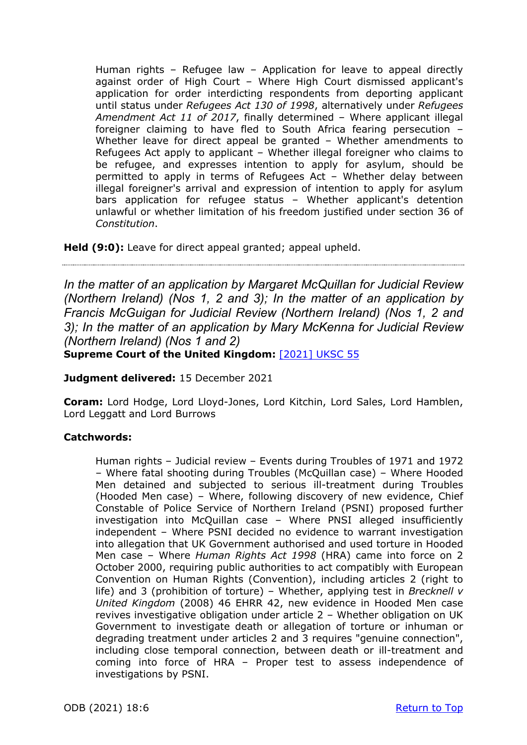Human rights – Refugee law – Application for leave to appeal directly against order of High Court – Where High Court dismissed applicant's application for order interdicting respondents from deporting applicant until status under *Refugees Act 130 of 1998*, alternatively under *Refugees Amendment Act 11 of 2017*, finally determined – Where applicant illegal foreigner claiming to have fled to South Africa fearing persecution – Whether leave for direct appeal be granted – Whether amendments to Refugees Act apply to applicant – Whether illegal foreigner who claims to be refugee, and expresses intention to apply for asylum, should be permitted to apply in terms of Refugees Act – Whether delay between illegal foreigner's arrival and expression of intention to apply for asylum bars application for refugee status – Whether applicant's detention unlawful or whether limitation of his freedom justified under section 36 of *Constitution*.

**Held (9:0):** Leave for direct appeal granted; appeal upheld.

---

*In the matter of an application by Margaret McQuillan for Judicial Review (Northern Ireland) (Nos 1, 2 and 3); In the matter of an application by Francis McGuigan for Judicial Review (Northern Ireland) (Nos 1, 2 and 3); In the matter of an application by Mary McKenna for Judicial Review (Northern Ireland) (Nos 1 and 2)*
**Supreme Court of the United Kingdom:** [2021] UKSC 55

**Judgment delivered:** 15 December 2021

**Coram:** Lord Hodge, Lord Lloyd-Jones, Lord Kitchin, Lord Sales, Lord Hamblen, Lord Leggatt and Lord Burrows

**Catchwords:**

Human rights – Judicial review – Events during Troubles of 1971 and 1972 – Where fatal shooting during Troubles (McQuillan case) – Where Hooded Men detained and subjected to serious ill-treatment during Troubles (Hooded Men case) – Where, following discovery of new evidence, Chief Constable of Police Service of Northern Ireland (PSNI) proposed further investigation into McQuillan case – Where PNSI alleged insufficiently independent – Where PSNI decided no evidence to warrant investigation into allegation that UK Government authorised and used torture in Hooded Men case – Where *Human Rights Act 1998* (HRA) came into force on 2 October 2000, requiring public authorities to act compatibly with European Convention on Human Rights (Convention), including articles 2 (right to life) and 3 (prohibition of torture) – Whether, applying test in *Brecknell v United Kingdom* (2008) 46 EHRR 42, new evidence in Hooded Men case revives investigative obligation under article 2 – Whether obligation on UK Government to investigate death or allegation of torture or inhuman or degrading treatment under articles 2 and 3 requires "genuine connection", including close temporal connection, between death or ill-treatment and coming into force of HRA – Proper test to assess independence of investigations by PSNI.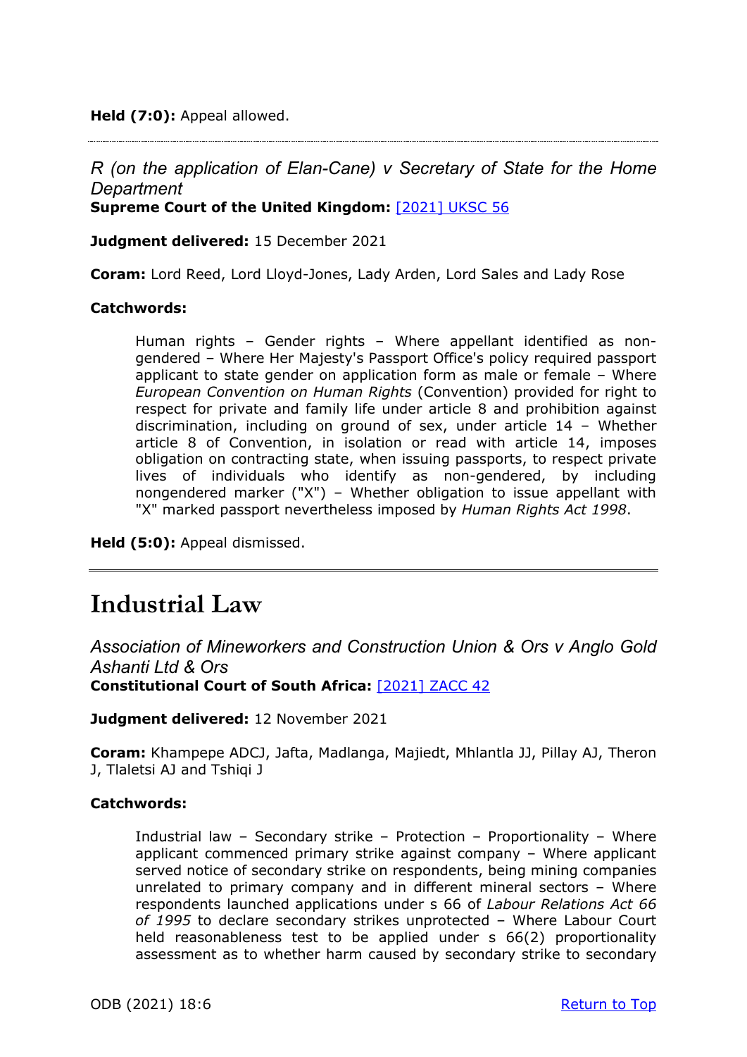**Held (7:0):** Appeal allowed.

---

*R (on the application of Elan-Cane) v Secretary of State for the Home Department*
**Supreme Court of the United Kingdom:** [2021] UKSC 56

**Judgment delivered:** 15 December 2021

**Coram:** Lord Reed, Lord Lloyd-Jones, Lady Arden, Lord Sales and Lady Rose

**Catchwords:**

> Human rights – Gender rights – Where appellant identified as non-gendered – Where Her Majesty's Passport Office's policy required passport applicant to state gender on application form as male or female – Where *European Convention on Human Rights* (Convention) provided for right to respect for private and family life under article 8 and prohibition against discrimination, including on ground of sex, under article 14 – Whether article 8 of Convention, in isolation or read with article 14, imposes obligation on contracting state, when issuing passports, to respect private lives of individuals who identify as non-gendered, by including nongendered marker ("X") – Whether obligation to issue appellant with "X" marked passport nevertheless imposed by *Human Rights Act 1998*.

**Held (5:0):** Appeal dismissed.

---

# Industrial Law

*Association of Mineworkers and Construction Union & Ors v Anglo Gold Ashanti Ltd & Ors*
**Constitutional Court of South Africa:** [2021] ZACC 42

**Judgment delivered:** 12 November 2021

**Coram:** Khampepe ADCJ, Jafta, Madlanga, Majiedt, Mhlantla JJ, Pillay AJ, Theron J, Tlaletsi AJ and Tshiqi J

**Catchwords:**

> Industrial law – Secondary strike – Protection – Proportionality – Where applicant commenced primary strike against company – Where applicant served notice of secondary strike on respondents, being mining companies unrelated to primary company and in different mineral sectors – Where respondents launched applications under s 66 of *Labour Relations Act 66 of 1995* to declare secondary strikes unprotected – Where Labour Court held reasonableness test to be applied under s 66(2) proportionality assessment as to whether harm caused by secondary strike to secondary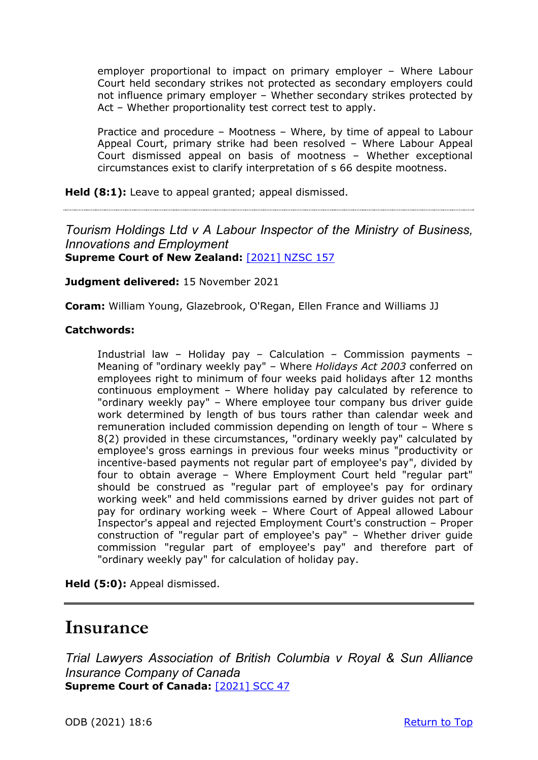employer proportional to impact on primary employer – Where Labour Court held secondary strikes not protected as secondary employers could not influence primary employer – Whether secondary strikes protected by Act – Whether proportionality test correct test to apply.

> Practice and procedure – Mootness – Where, by time of appeal to Labour Appeal Court, primary strike had been resolved – Where Labour Appeal Court dismissed appeal on basis of mootness – Whether exceptional circumstances exist to clarify interpretation of s 66 despite mootness.

**Held (8:1):** Leave to appeal granted; appeal dismissed.

---

*Tourism Holdings Ltd v A Labour Inspector of the Ministry of Business, Innovations and Employment*
**Supreme Court of New Zealand:** [2021] NZSC 157

**Judgment delivered:** 15 November 2021

**Coram:** William Young, Glazebrook, O'Regan, Ellen France and Williams JJ

**Catchwords:**

> Industrial law – Holiday pay – Calculation – Commission payments – Meaning of "ordinary weekly pay" – Where *Holidays Act 2003* conferred on employees right to minimum of four weeks paid holidays after 12 months continuous employment – Where holiday pay calculated by reference to "ordinary weekly pay" – Where employee tour company bus driver guide work determined by length of bus tours rather than calendar week and remuneration included commission depending on length of tour – Where s 8(2) provided in these circumstances, "ordinary weekly pay" calculated by employee's gross earnings in previous four weeks minus "productivity or incentive-based payments not regular part of employee's pay", divided by four to obtain average – Where Employment Court held "regular part" should be construed as "regular part of employee's pay for ordinary working week" and held commissions earned by driver guides not part of pay for ordinary working week – Where Court of Appeal allowed Labour Inspector's appeal and rejected Employment Court's construction – Proper construction of "regular part of employee's pay" – Whether driver guide commission "regular part of employee's pay" and therefore part of "ordinary weekly pay" for calculation of holiday pay.

**Held (5:0):** Appeal dismissed.

---

# Insurance

*Trial Lawyers Association of British Columbia v Royal & Sun Alliance Insurance Company of Canada*
**Supreme Court of Canada:** [2021] SCC 47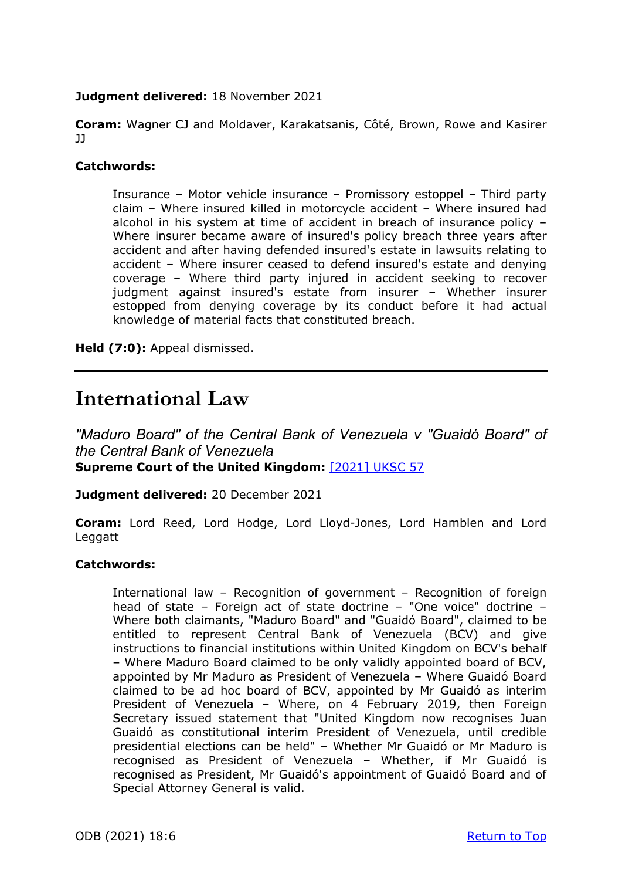**Judgment delivered:** 18 November 2021

**Coram:** Wagner CJ and Moldaver, Karakatsanis, Côté, Brown, Rowe and Kasirer JJ

**Catchwords:**

> Insurance – Motor vehicle insurance – Promissory estoppel – Third party claim – Where insured killed in motorcycle accident – Where insured had alcohol in his system at time of accident in breach of insurance policy – Where insurer became aware of insured's policy breach three years after accident and after having defended insured's estate in lawsuits relating to accident – Where insurer ceased to defend insured's estate and denying coverage – Where third party injured in accident seeking to recover judgment against insured's estate from insurer – Whether insurer estopped from denying coverage by its conduct before it had actual knowledge of material facts that constituted breach.

**Held (7:0):** Appeal dismissed.

---

# International Law

*"Maduro Board" of the Central Bank of Venezuela v "Guaidó Board" of the Central Bank of Venezuela*
**Supreme Court of the United Kingdom:** [2021] UKSC 57

**Judgment delivered:** 20 December 2021

**Coram:** Lord Reed, Lord Hodge, Lord Lloyd-Jones, Lord Hamblen and Lord Leggatt

**Catchwords:**

> International law – Recognition of government – Recognition of foreign head of state – Foreign act of state doctrine – "One voice" doctrine – Where both claimants, "Maduro Board" and "Guaidó Board", claimed to be entitled to represent Central Bank of Venezuela (BCV) and give instructions to financial institutions within United Kingdom on BCV's behalf – Where Maduro Board claimed to be only validly appointed board of BCV, appointed by Mr Maduro as President of Venezuela – Where Guaidó Board claimed to be ad hoc board of BCV, appointed by Mr Guaidó as interim President of Venezuela – Where, on 4 February 2019, then Foreign Secretary issued statement that "United Kingdom now recognises Juan Guaidó as constitutional interim President of Venezuela, until credible presidential elections can be held" – Whether Mr Guaidó or Mr Maduro is recognised as President of Venezuela – Whether, if Mr Guaidó is recognised as President, Mr Guaidó's appointment of Guaidó Board and of Special Attorney General is valid.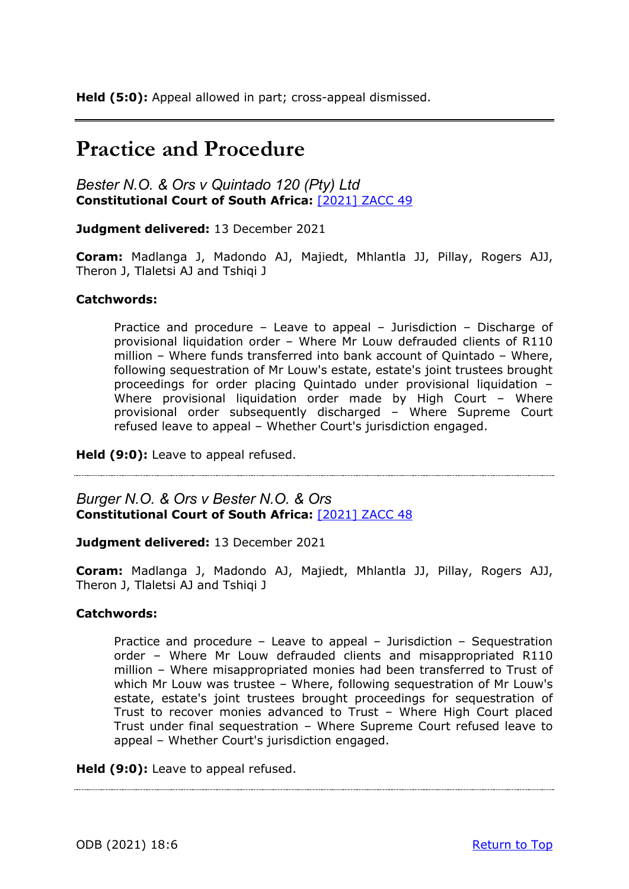**Held (5:0):** Appeal allowed in part; cross-appeal dismissed.

---

# Practice and Procedure

*Bester N.O. & Ors v Quintado 120 (Pty) Ltd*
**Constitutional Court of South Africa:** [2021] ZACC 49

**Judgment delivered:** 13 December 2021

**Coram:** Madlanga J, Madondo AJ, Majiedt, Mhlantla JJ, Pillay, Rogers AJJ, Theron J, Tlaletsi AJ and Tshiqi J

**Catchwords:**

> Practice and procedure – Leave to appeal – Jurisdiction – Discharge of provisional liquidation order – Where Mr Louw defrauded clients of R110 million – Where funds transferred into bank account of Quintado – Where, following sequestration of Mr Louw's estate, estate's joint trustees brought proceedings for order placing Quintado under provisional liquidation – Where provisional liquidation order made by High Court – Where provisional order subsequently discharged – Where Supreme Court refused leave to appeal – Whether Court's jurisdiction engaged.

**Held (9:0):** Leave to appeal refused.

---

*Burger N.O. & Ors v Bester N.O. & Ors*
**Constitutional Court of South Africa:** [2021] ZACC 48

**Judgment delivered:** 13 December 2021

**Coram:** Madlanga J, Madondo AJ, Majiedt, Mhlantla JJ, Pillay, Rogers AJJ, Theron J, Tlaletsi AJ and Tshiqi J

**Catchwords:**

> Practice and procedure – Leave to appeal – Jurisdiction – Sequestration order – Where Mr Louw defrauded clients and misappropriated R110 million – Where misappropriated monies had been transferred to Trust of which Mr Louw was trustee – Where, following sequestration of Mr Louw's estate, estate's joint trustees brought proceedings for sequestration of Trust to recover monies advanced to Trust – Where High Court placed Trust under final sequestration – Where Supreme Court refused leave to appeal – Whether Court's jurisdiction engaged.

**Held (9:0):** Leave to appeal refused.

---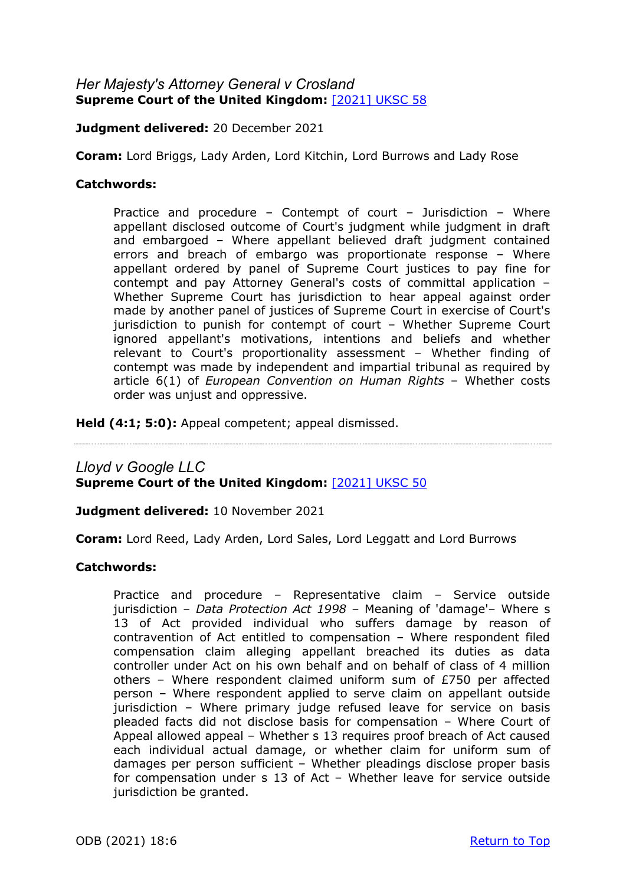*Her Majesty's Attorney General v Crosland*
**Supreme Court of the United Kingdom:** [2021] UKSC 58

**Judgment delivered:** 20 December 2021

**Coram:** Lord Briggs, Lady Arden, Lord Kitchin, Lord Burrows and Lady Rose

**Catchwords:**

> Practice and procedure – Contempt of court – Jurisdiction – Where appellant disclosed outcome of Court's judgment while judgment in draft and embargoed – Where appellant believed draft judgment contained errors and breach of embargo was proportionate response – Where appellant ordered by panel of Supreme Court justices to pay fine for contempt and pay Attorney General's costs of committal application – Whether Supreme Court has jurisdiction to hear appeal against order made by another panel of justices of Supreme Court in exercise of Court's jurisdiction to punish for contempt of court – Whether Supreme Court ignored appellant's motivations, intentions and beliefs and whether relevant to Court's proportionality assessment – Whether finding of contempt was made by independent and impartial tribunal as required by article 6(1) of *European Convention on Human Rights* – Whether costs order was unjust and oppressive.

**Held (4:1; 5:0):** Appeal competent; appeal dismissed.

---

*Lloyd v Google LLC*
**Supreme Court of the United Kingdom:** [2021] UKSC 50

**Judgment delivered:** 10 November 2021

**Coram:** Lord Reed, Lady Arden, Lord Sales, Lord Leggatt and Lord Burrows

**Catchwords:**

> Practice and procedure – Representative claim – Service outside jurisdiction – *Data Protection Act 1998* – Meaning of 'damage'– Where s 13 of Act provided individual who suffers damage by reason of contravention of Act entitled to compensation – Where respondent filed compensation claim alleging appellant breached its duties as data controller under Act on his own behalf and on behalf of class of 4 million others – Where respondent claimed uniform sum of £750 per affected person – Where respondent applied to serve claim on appellant outside jurisdiction – Where primary judge refused leave for service on basis pleaded facts did not disclose basis for compensation – Where Court of Appeal allowed appeal – Whether s 13 requires proof breach of Act caused each individual actual damage, or whether claim for uniform sum of damages per person sufficient – Whether pleadings disclose proper basis for compensation under s 13 of Act – Whether leave for service outside jurisdiction be granted.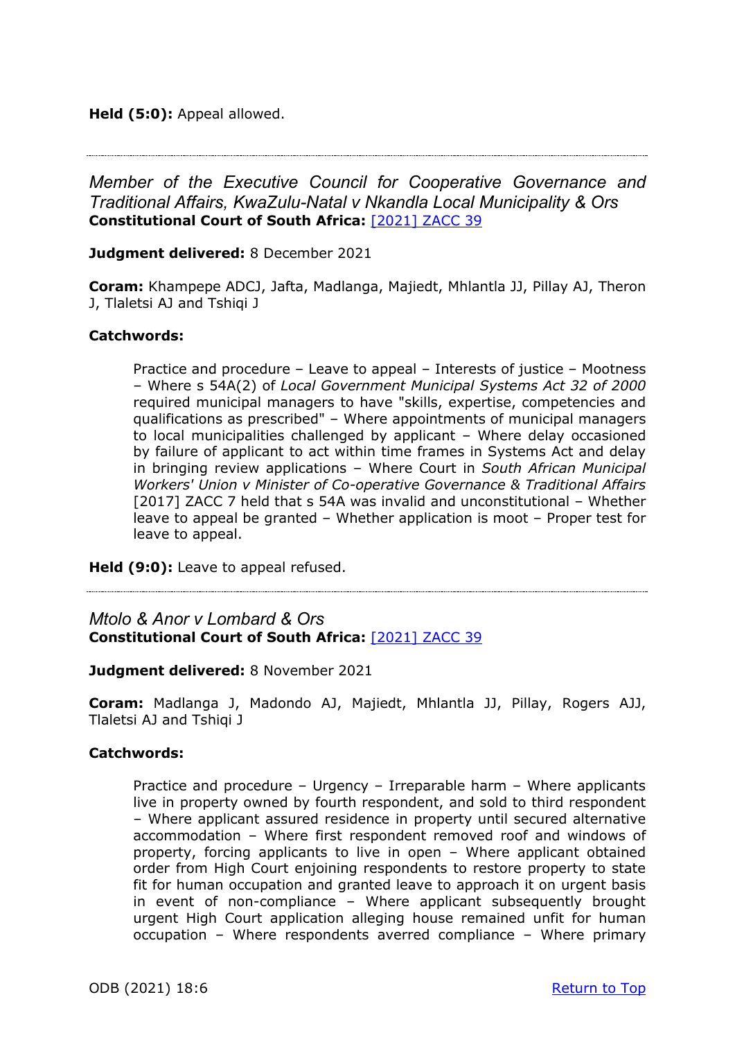**Held (5:0):** Appeal allowed.

---

*Member of the Executive Council for Cooperative Governance and Traditional Affairs, KwaZulu-Natal v Nkandla Local Municipality & Ors*
**Constitutional Court of South Africa:** [2021] ZACC 39

**Judgment delivered:** 8 December 2021

**Coram:** Khampepe ADCJ, Jafta, Madlanga, Majiedt, Mhlantla JJ, Pillay AJ, Theron J, Tlaletsi AJ and Tshiqi J

**Catchwords:**

> Practice and procedure – Leave to appeal – Interests of justice – Mootness – Where s 54A(2) of *Local Government Municipal Systems Act 32 of 2000* required municipal managers to have "skills, expertise, competencies and qualifications as prescribed" – Where appointments of municipal managers to local municipalities challenged by applicant – Where delay occasioned by failure of applicant to act within time frames in Systems Act and delay in bringing review applications – Where Court in *South African Municipal Workers' Union v Minister of Co-operative Governance & Traditional Affairs* [2017] ZACC 7 held that s 54A was invalid and unconstitutional – Whether leave to appeal be granted – Whether application is moot – Proper test for leave to appeal.

**Held (9:0):** Leave to appeal refused.

---

*Mtolo & Anor v Lombard & Ors*
**Constitutional Court of South Africa:** [2021] ZACC 39

**Judgment delivered:** 8 November 2021

**Coram:** Madlanga J, Madondo AJ, Majiedt, Mhlantla JJ, Pillay, Rogers AJJ, Tlaletsi AJ and Tshiqi J

**Catchwords:**

> Practice and procedure – Urgency – Irreparable harm – Where applicants live in property owned by fourth respondent, and sold to third respondent – Where applicant assured residence in property until secured alternative accommodation – Where first respondent removed roof and windows of property, forcing applicants to live in open – Where applicant obtained order from High Court enjoining respondents to restore property to state fit for human occupation and granted leave to approach it on urgent basis in event of non-compliance – Where applicant subsequently brought urgent High Court application alleging house remained unfit for human occupation – Where respondents averred compliance – Where primary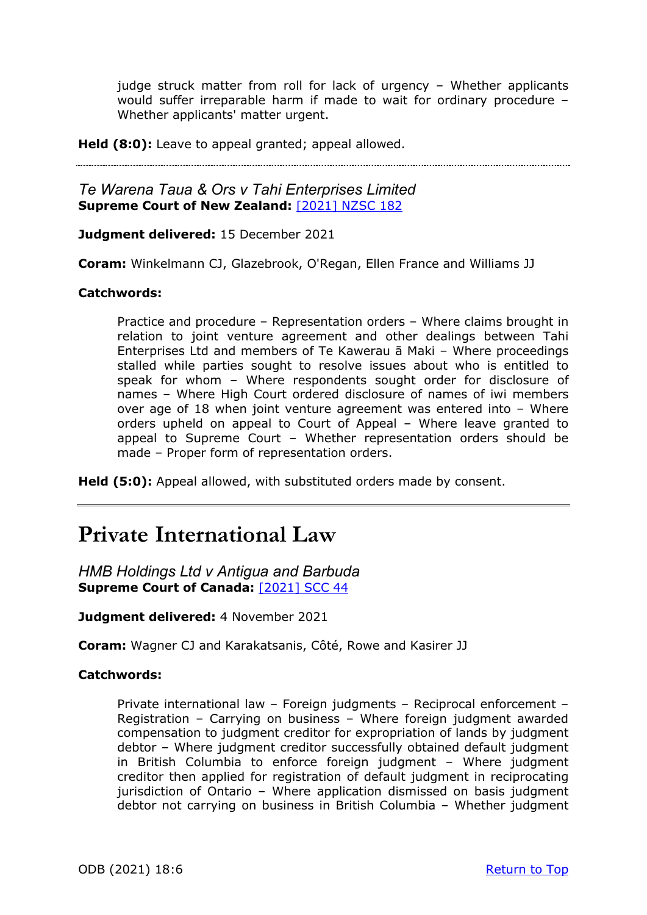judge struck matter from roll for lack of urgency – Whether applicants would suffer irreparable harm if made to wait for ordinary procedure – Whether applicants' matter urgent.

**Held (8:0):** Leave to appeal granted; appeal allowed.

---

*Te Warena Taua & Ors v Tahi Enterprises Limited*
**Supreme Court of New Zealand:** [2021] NZSC 182

**Judgment delivered:** 15 December 2021

**Coram:** Winkelmann CJ, Glazebrook, O'Regan, Ellen France and Williams JJ

**Catchwords:**

> Practice and procedure – Representation orders – Where claims brought in relation to joint venture agreement and other dealings between Tahi Enterprises Ltd and members of Te Kawerau ā Maki – Where proceedings stalled while parties sought to resolve issues about who is entitled to speak for whom – Where respondents sought order for disclosure of names – Where High Court ordered disclosure of names of iwi members over age of 18 when joint venture agreement was entered into – Where orders upheld on appeal to Court of Appeal – Where leave granted to appeal to Supreme Court – Whether representation orders should be made – Proper form of representation orders.

**Held (5:0):** Appeal allowed, with substituted orders made by consent.

---

# Private International Law

*HMB Holdings Ltd v Antigua and Barbuda*
**Supreme Court of Canada:** [2021] SCC 44

**Judgment delivered:** 4 November 2021

**Coram:** Wagner CJ and Karakatsanis, Côté, Rowe and Kasirer JJ

**Catchwords:**

> Private international law – Foreign judgments – Reciprocal enforcement – Registration – Carrying on business – Where foreign judgment awarded compensation to judgment creditor for expropriation of lands by judgment debtor – Where judgment creditor successfully obtained default judgment in British Columbia to enforce foreign judgment – Where judgment creditor then applied for registration of default judgment in reciprocating jurisdiction of Ontario – Where application dismissed on basis judgment debtor not carrying on business in British Columbia – Whether judgment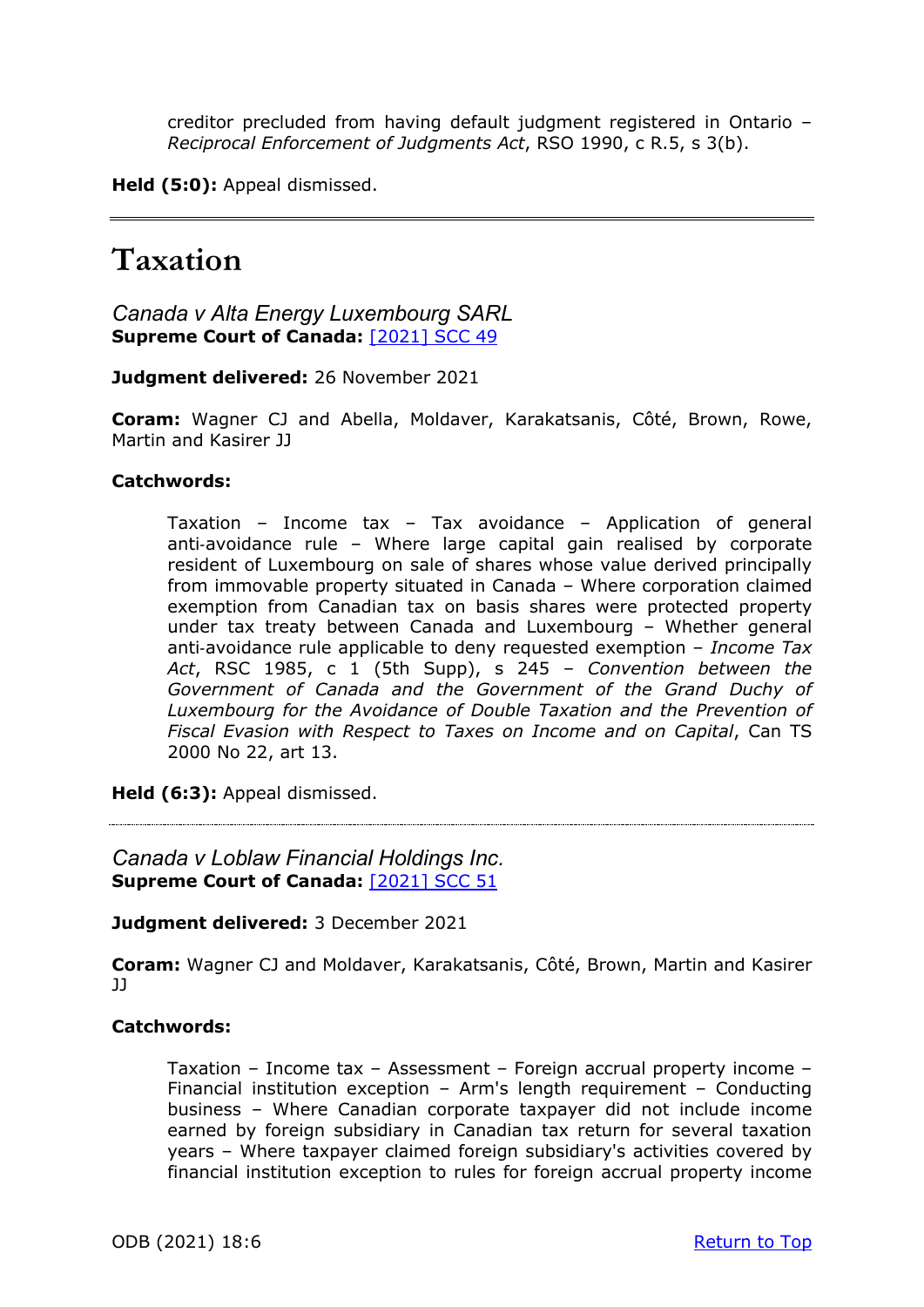> creditor precluded from having default judgment registered in Ontario – *Reciprocal Enforcement of Judgments Act*, RSO 1990, c R.5, s 3(b).

**Held (5:0):** Appeal dismissed.

---

# Taxation

### *Canada v Alta Energy Luxembourg SARL*
**Supreme Court of Canada:** [2021] SCC 49

**Judgment delivered:** 26 November 2021

**Coram:** Wagner CJ and Abella, Moldaver, Karakatsanis, Côté, Brown, Rowe, Martin and Kasirer JJ

**Catchwords:**

> Taxation – Income tax – Tax avoidance – Application of general anti-avoidance rule – Where large capital gain realised by corporate resident of Luxembourg on sale of shares whose value derived principally from immovable property situated in Canada – Where corporation claimed exemption from Canadian tax on basis shares were protected property under tax treaty between Canada and Luxembourg – Whether general anti-avoidance rule applicable to deny requested exemption – *Income Tax Act*, RSC 1985, c 1 (5th Supp), s 245 – *Convention between the Government of Canada and the Government of the Grand Duchy of Luxembourg for the Avoidance of Double Taxation and the Prevention of Fiscal Evasion with Respect to Taxes on Income and on Capital*, Can TS 2000 No 22, art 13.

**Held (6:3):** Appeal dismissed.

---

### *Canada v Loblaw Financial Holdings Inc.*
**Supreme Court of Canada:** [2021] SCC 51

**Judgment delivered:** 3 December 2021

**Coram:** Wagner CJ and Moldaver, Karakatsanis, Côté, Brown, Martin and Kasirer JJ

**Catchwords:**

> Taxation – Income tax – Assessment – Foreign accrual property income – Financial institution exception – Arm's length requirement – Conducting business – Where Canadian corporate taxpayer did not include income earned by foreign subsidiary in Canadian tax return for several taxation years – Where taxpayer claimed foreign subsidiary's activities covered by financial institution exception to rules for foreign accrual property income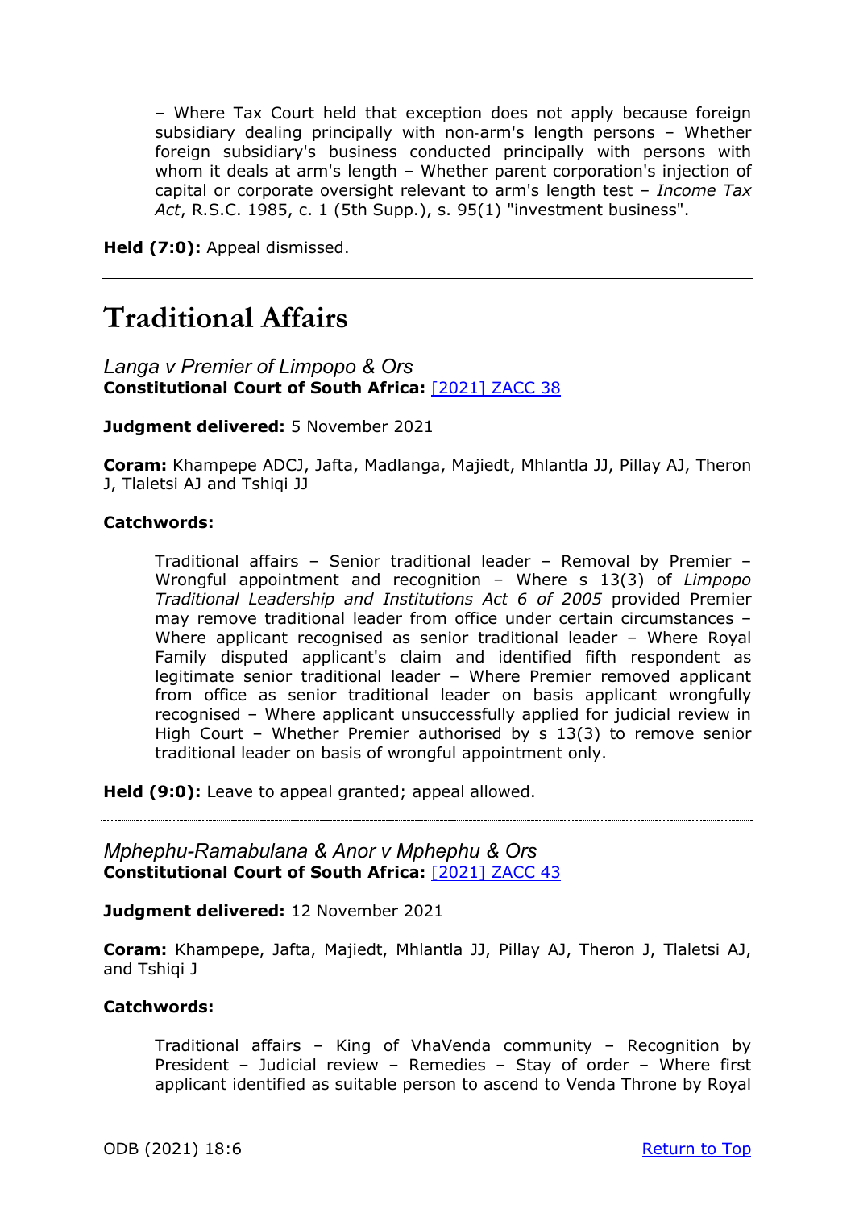– Where Tax Court held that exception does not apply because foreign subsidiary dealing principally with non-arm's length persons – Whether foreign subsidiary's business conducted principally with persons with whom it deals at arm's length – Whether parent corporation's injection of capital or corporate oversight relevant to arm's length test – *Income Tax Act*, R.S.C. 1985, c. 1 (5th Supp.), s. 95(1) "investment business".

**Held (7:0):** Appeal dismissed.

---

# Traditional Affairs

### *Langa v Premier of Limpopo & Ors*

**Constitutional Court of South Africa:** [2021] ZACC 38

**Judgment delivered:** 5 November 2021

**Coram:** Khampepe ADCJ, Jafta, Madlanga, Majiedt, Mhlantla JJ, Pillay AJ, Theron J, Tlaletsi AJ and Tshiqi JJ

**Catchwords:**

> Traditional affairs – Senior traditional leader – Removal by Premier – Wrongful appointment and recognition – Where s 13(3) of *Limpopo Traditional Leadership and Institutions Act 6 of 2005* provided Premier may remove traditional leader from office under certain circumstances – Where applicant recognised as senior traditional leader – Where Royal Family disputed applicant's claim and identified fifth respondent as legitimate senior traditional leader – Where Premier removed applicant from office as senior traditional leader on basis applicant wrongfully recognised – Where applicant unsuccessfully applied for judicial review in High Court – Whether Premier authorised by s 13(3) to remove senior traditional leader on basis of wrongful appointment only.

**Held (9:0):** Leave to appeal granted; appeal allowed.

---

### *Mphephu-Ramabulana & Anor v Mphephu & Ors*

**Constitutional Court of South Africa:** [2021] ZACC 43

**Judgment delivered:** 12 November 2021

**Coram:** Khampepe, Jafta, Majiedt, Mhlantla JJ, Pillay AJ, Theron J, Tlaletsi AJ, and Tshiqi J

**Catchwords:**

> Traditional affairs – King of VhaVenda community – Recognition by President – Judicial review – Remedies – Stay of order – Where first applicant identified as suitable person to ascend to Venda Throne by Royal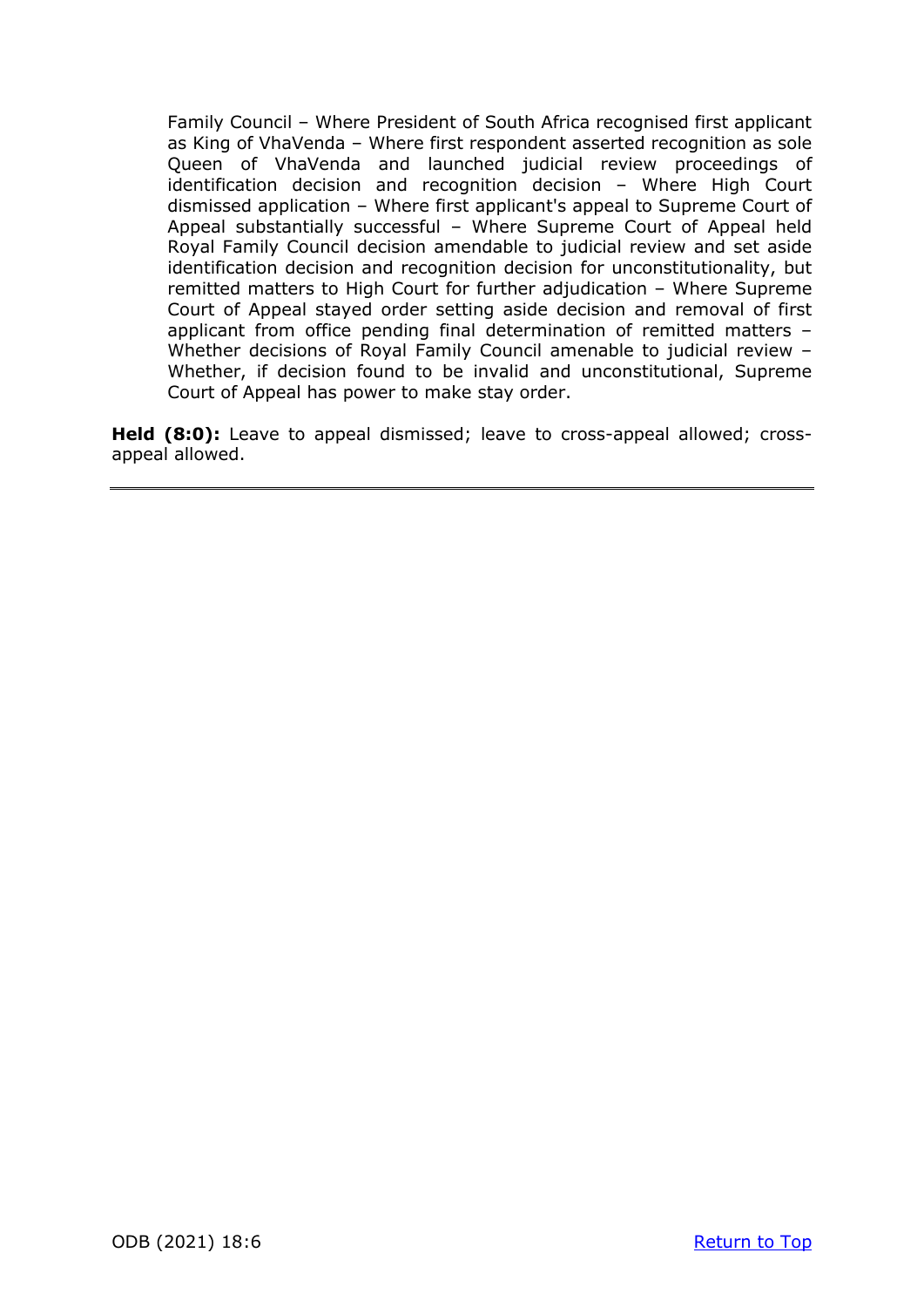Family Council – Where President of South Africa recognised first applicant as King of VhaVenda – Where first respondent asserted recognition as sole Queen of VhaVenda and launched judicial review proceedings of identification decision and recognition decision – Where High Court dismissed application – Where first applicant's appeal to Supreme Court of Appeal substantially successful – Where Supreme Court of Appeal held Royal Family Council decision amendable to judicial review and set aside identification decision and recognition decision for unconstitutionality, but remitted matters to High Court for further adjudication – Where Supreme Court of Appeal stayed order setting aside decision and removal of first applicant from office pending final determination of remitted matters – Whether decisions of Royal Family Council amenable to judicial review – Whether, if decision found to be invalid and unconstitutional, Supreme Court of Appeal has power to make stay order.

**Held (8:0):** Leave to appeal dismissed; leave to cross-appeal allowed; cross-appeal allowed.